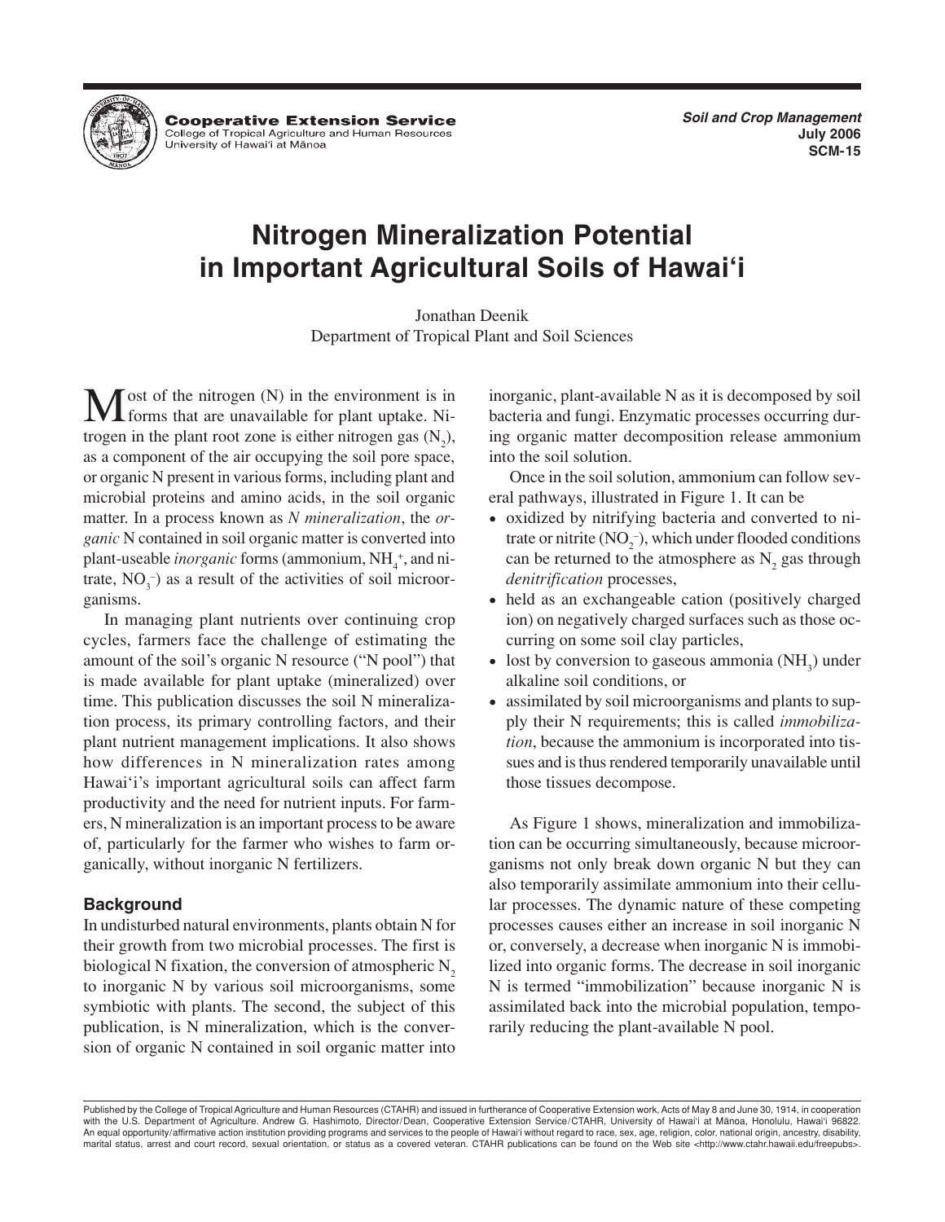**Cooperative Extension Service**
College of Tropical Agriculture and Human Resources
University of Hawai'i at Mānoa

*Soil and Crop Management*
**July 2006**
**SCM-15**

# Nitrogen Mineralization Potential in Important Agricultural Soils of Hawai'i

Jonathan Deenik
Department of Tropical Plant and Soil Sciences

Most of the nitrogen (N) in the environment is in forms that are unavailable for plant uptake. Nitrogen in the plant root zone is either nitrogen gas ($N_2$), as a component of the air occupying the soil pore space, or organic N present in various forms, including plant and microbial proteins and amino acids, in the soil organic matter. In a process known as *N mineralization*, the *organic* N contained in soil organic matter is converted into plant-useable *inorganic* forms (ammonium, $NH_4^+$, and nitrate, $NO_3^-$) as a result of the activities of soil microorganisms.

In managing plant nutrients over continuing crop cycles, farmers face the challenge of estimating the amount of the soil's organic N resource ("N pool") that is made available for plant uptake (mineralized) over time. This publication discusses the soil N mineralization process, its primary controlling factors, and their plant nutrient management implications. It also shows how differences in N mineralization rates among Hawai'i's important agricultural soils can affect farm productivity and the need for nutrient inputs. For farmers, N mineralization is an important process to be aware of, particularly for the farmer who wishes to farm organically, without inorganic N fertilizers.

### Background

In undisturbed natural environments, plants obtain N for their growth from two microbial processes. The first is biological N fixation, the conversion of atmospheric $N_2$ to inorganic N by various soil microorganisms, some symbiotic with plants. The second, the subject of this publication, is N mineralization, which is the conversion of organic N contained in soil organic matter into inorganic, plant-available N as it is decomposed by soil bacteria and fungi. Enzymatic processes occurring during organic matter decomposition release ammonium into the soil solution.

Once in the soil solution, ammonium can follow several pathways, illustrated in Figure 1. It can be

- oxidized by nitrifying bacteria and converted to nitrate or nitrite ($NO_2^-$), which under flooded conditions can be returned to the atmosphere as $N_2$ gas through *denitrification* processes,
- held as an exchangeable cation (positively charged ion) on negatively charged surfaces such as those occurring on some soil clay particles,
- lost by conversion to gaseous ammonia ($NH_3$) under alkaline soil conditions, or
- assimilated by soil microorganisms and plants to supply their N requirements; this is called *immobilization*, because the ammonium is incorporated into tissues and is thus rendered temporarily unavailable until those tissues decompose.

As Figure 1 shows, mineralization and immobilization can be occurring simultaneously, because microorganisms not only break down organic N but they can also temporarily assimilate ammonium into their cellular processes. The dynamic nature of these competing processes causes either an increase in soil inorganic N or, conversely, a decrease when inorganic N is immobilized into organic forms. The decrease in soil inorganic N is termed "immobilization" because inorganic N is assimilated back into the microbial population, temporarily reducing the plant-available N pool.

Published by the College of Tropical Agriculture and Human Resources (CTAHR) and issued in furtherance of Cooperative Extension work, Acts of May 8 and June 30, 1914, in cooperation with the U.S. Department of Agriculture. Andrew G. Hashimoto, Director/Dean, Cooperative Extension Service/CTAHR, University of Hawai'i at Mānoa, Honolulu, Hawai'i 96822. An equal opportunity/affirmative action institution providing programs and services to the people of Hawai'i without regard to race, sex, age, religion, color, national origin, ancestry, disability, marital status, arrest and court record, sexual orientation, or status as a covered veteran. CTAHR publications can be found on the Web site <http://www.ctahr.hawaii.edu/freepubs>.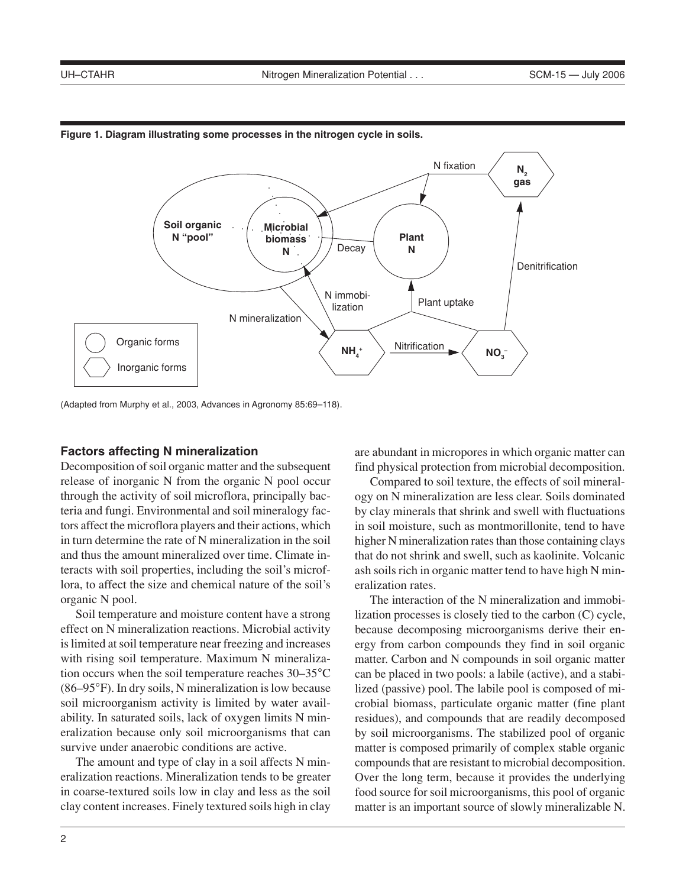**Figure 1. Diagram illustrating some processes in the nitrogen cycle in soils.**

(Adapted from Murphy et al., 2003, Advances in Agronomy 85:69–118).

## Factors affecting N mineralization

Decomposition of soil organic matter and the subsequent release of inorganic N from the organic N pool occur through the activity of soil microflora, principally bacteria and fungi. Environmental and soil mineralogy factors affect the microflora players and their actions, which in turn determine the rate of N mineralization in the soil and thus the amount mineralized over time. Climate interacts with soil properties, including the soil's microflora, to affect the size and chemical nature of the soil's organic N pool.

Soil temperature and moisture content have a strong effect on N mineralization reactions. Microbial activity is limited at soil temperature near freezing and increases with rising soil temperature. Maximum N mineralization occurs when the soil temperature reaches 30–35°C (86–95°F). In dry soils, N mineralization is low because soil microorganism activity is limited by water availability. In saturated soils, lack of oxygen limits N mineralization because only soil microorganisms that can survive under anaerobic conditions are active.

The amount and type of clay in a soil affects N mineralization reactions. Mineralization tends to be greater in coarse-textured soils low in clay and less as the soil clay content increases. Finely textured soils high in clay are abundant in micropores in which organic matter can find physical protection from microbial decomposition.

Compared to soil texture, the effects of soil mineralogy on N mineralization are less clear. Soils dominated by clay minerals that shrink and swell with fluctuations in soil moisture, such as montmorillonite, tend to have higher N mineralization rates than those containing clays that do not shrink and swell, such as kaolinite. Volcanic ash soils rich in organic matter tend to have high N mineralization rates.

The interaction of the N mineralization and immobilization processes is closely tied to the carbon (C) cycle, because decomposing microorganisms derive their energy from carbon compounds they find in soil organic matter. Carbon and N compounds in soil organic matter can be placed in two pools: a labile (active), and a stabilized (passive) pool. The labile pool is composed of microbial biomass, particulate organic matter (fine plant residues), and compounds that are readily decomposed by soil microorganisms. The stabilized pool of organic matter is composed primarily of complex stable organic compounds that are resistant to microbial decomposition. Over the long term, because it provides the underlying food source for soil microorganisms, this pool of organic matter is an important source of slowly mineralizable N.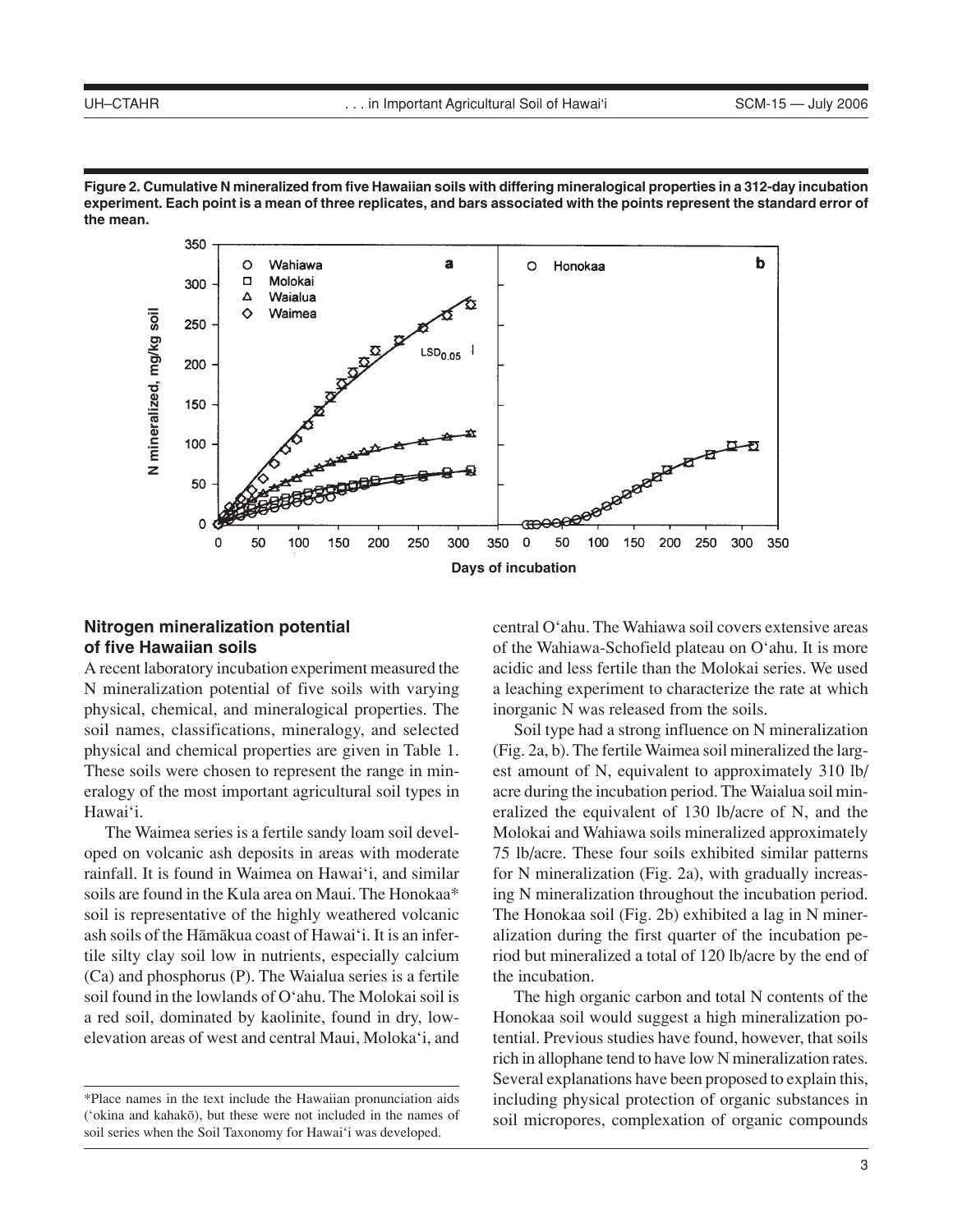**Figure 2. Cumulative N mineralized from five Hawaiian soils with differing mineralogical properties in a 312-day incubation experiment. Each point is a mean of three replicates, and bars associated with the points represent the standard error of the mean.**

## Nitrogen mineralization potential of five Hawaiian soils

A recent laboratory incubation experiment measured the N mineralization potential of five soils with varying physical, chemical, and mineralogical properties. The soil names, classifications, mineralogy, and selected physical and chemical properties are given in Table 1. These soils were chosen to represent the range in mineralogy of the most important agricultural soil types in Hawai'i.

The Waimea series is a fertile sandy loam soil developed on volcanic ash deposits in areas with moderate rainfall. It is found in Waimea on Hawai'i, and similar soils are found in the Kula area on Maui. The Honokaa* soil is representative of the highly weathered volcanic ash soils of the Hāmākua coast of Hawai'i. It is an infertile silty clay soil low in nutrients, especially calcium (Ca) and phosphorus (P). The Waialua series is a fertile soil found in the lowlands of O'ahu. The Molokai soil is a red soil, dominated by kaolinite, found in dry, low-elevation areas of west and central Maui, Moloka'i, and central O'ahu. The Wahiawa soil covers extensive areas of the Wahiawa-Schofield plateau on O'ahu. It is more acidic and less fertile than the Molokai series. We used a leaching experiment to characterize the rate at which inorganic N was released from the soils.

Soil type had a strong influence on N mineralization (Fig. 2a, b). The fertile Waimea soil mineralized the largest amount of N, equivalent to approximately 310 lb/acre during the incubation period. The Waialua soil mineralized the equivalent of 130 lb/acre of N, and the Molokai and Wahiawa soils mineralized approximately 75 lb/acre. These four soils exhibited similar patterns for N mineralization (Fig. 2a), with gradually increasing N mineralization throughout the incubation period. The Honokaa soil (Fig. 2b) exhibited a lag in N mineralization during the first quarter of the incubation period but mineralized a total of 120 lb/acre by the end of the incubation.

The high organic carbon and total N contents of the Honokaa soil would suggest a high mineralization potential. Previous studies have found, however, that soils rich in allophane tend to have low N mineralization rates. Several explanations have been proposed to explain this, including physical protection of organic substances in soil micropores, complexation of organic compounds

*Place names in the text include the Hawaiian pronunciation aids ('okina and kahakō), but these were not included in the names of soil series when the Soil Taxonomy for Hawai'i was developed.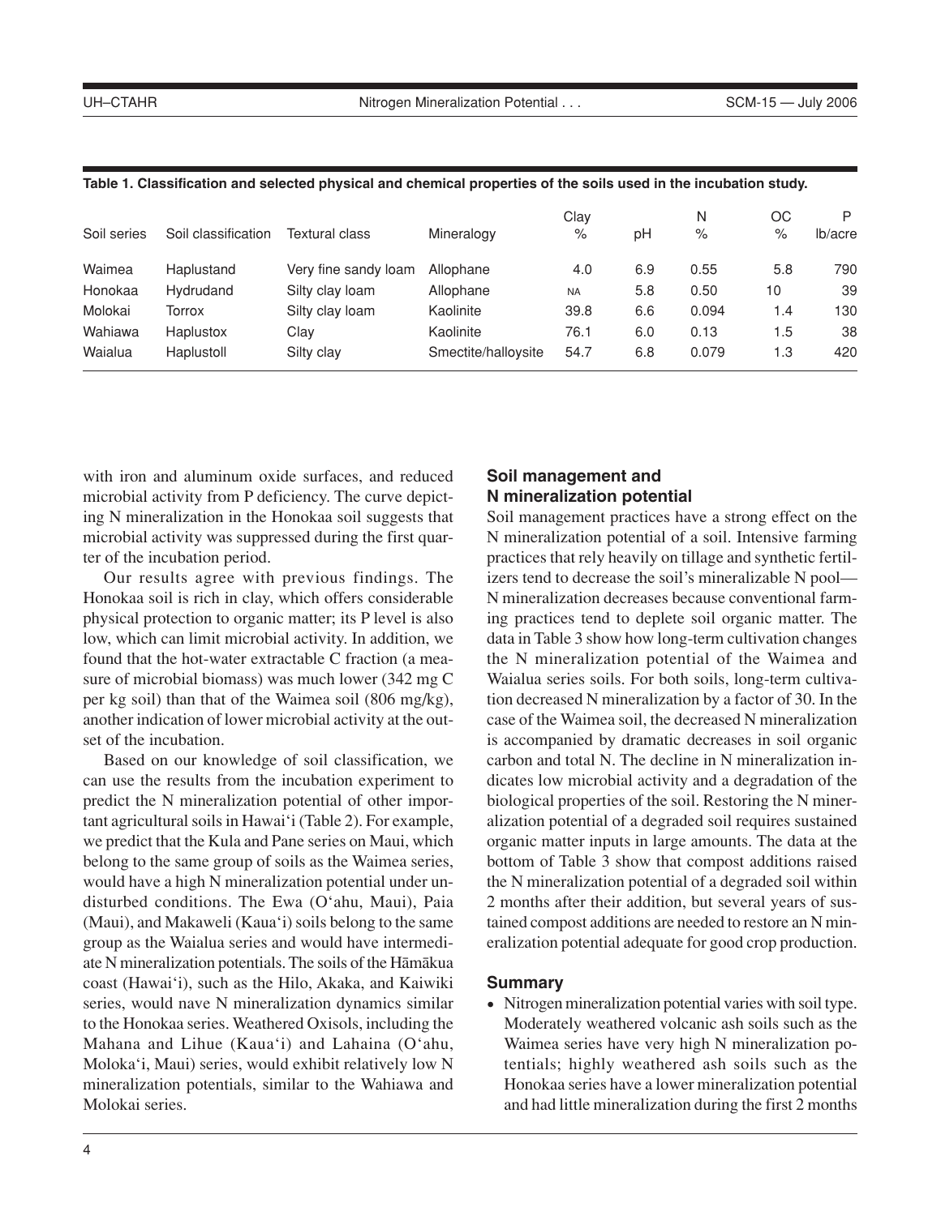**Table 1. Classification and selected physical and chemical properties of the soils used in the incubation study.**

| Soil series | Soil classification | Textural class | Mineralogy | Clay % | pH | N % | OC % | P lb/acre |
|---|---|---|---|---|---|---|---|---|
| Waimea | Haplustand | Very fine sandy loam | Allophane | 4.0 | 6.9 | 0.55 | 5.8 | 790 |
| Honokaa | Hydrudand | Silty clay loam | Allophane | NA | 5.8 | 0.50 | 10 | 39 |
| Molokai | Torrox | Silty clay loam | Kaolinite | 39.8 | 6.6 | 0.094 | 1.4 | 130 |
| Wahiawa | Haplustox | Clay | Kaolinite | 76.1 | 6.0 | 0.13 | 1.5 | 38 |
| Waialua | Haplustoll | Silty clay | Smectite/halloysite | 54.7 | 6.8 | 0.079 | 1.3 | 420 |

with iron and aluminum oxide surfaces, and reduced microbial activity from P deficiency. The curve depicting N mineralization in the Honokaa soil suggests that microbial activity was suppressed during the first quarter of the incubation period.

Our results agree with previous findings. The Honokaa soil is rich in clay, which offers considerable physical protection to organic matter; its P level is also low, which can limit microbial activity. In addition, we found that the hot-water extractable C fraction (a measure of microbial biomass) was much lower (342 mg C per kg soil) than that of the Waimea soil (806 mg/kg), another indication of lower microbial activity at the outset of the incubation.

Based on our knowledge of soil classification, we can use the results from the incubation experiment to predict the N mineralization potential of other important agricultural soils in Hawai'i (Table 2). For example, we predict that the Kula and Pane series on Maui, which belong to the same group of soils as the Waimea series, would have a high N mineralization potential under undisturbed conditions. The Ewa (O'ahu, Maui), Paia (Maui), and Makaweli (Kaua'i) soils belong to the same group as the Waialua series and would have intermediate N mineralization potentials. The soils of the Hāmākua coast (Hawai'i), such as the Hilo, Akaka, and Kaiwiki series, would nave N mineralization dynamics similar to the Honokaa series. Weathered Oxisols, including the Mahana and Lihue (Kaua'i) and Lahaina (O'ahu, Moloka'i, Maui) series, would exhibit relatively low N mineralization potentials, similar to the Wahiawa and Molokai series.

## Soil management and N mineralization potential

Soil management practices have a strong effect on the N mineralization potential of a soil. Intensive farming practices that rely heavily on tillage and synthetic fertilizers tend to decrease the soil's mineralizable N pool—N mineralization decreases because conventional farming practices tend to deplete soil organic matter. The data in Table 3 show how long-term cultivation changes the N mineralization potential of the Waimea and Waialua series soils. For both soils, long-term cultivation decreased N mineralization by a factor of 30. In the case of the Waimea soil, the decreased N mineralization is accompanied by dramatic decreases in soil organic carbon and total N. The decline in N mineralization indicates low microbial activity and a degradation of the biological properties of the soil. Restoring the N mineralization potential of a degraded soil requires sustained organic matter inputs in large amounts. The data at the bottom of Table 3 show that compost additions raised the N mineralization potential of a degraded soil within 2 months after their addition, but several years of sustained compost additions are needed to restore an N mineralization potential adequate for good crop production.

## Summary

- Nitrogen mineralization potential varies with soil type. Moderately weathered volcanic ash soils such as the Waimea series have very high N mineralization potentials; highly weathered ash soils such as the Honokaa series have a lower mineralization potential and had little mineralization during the first 2 months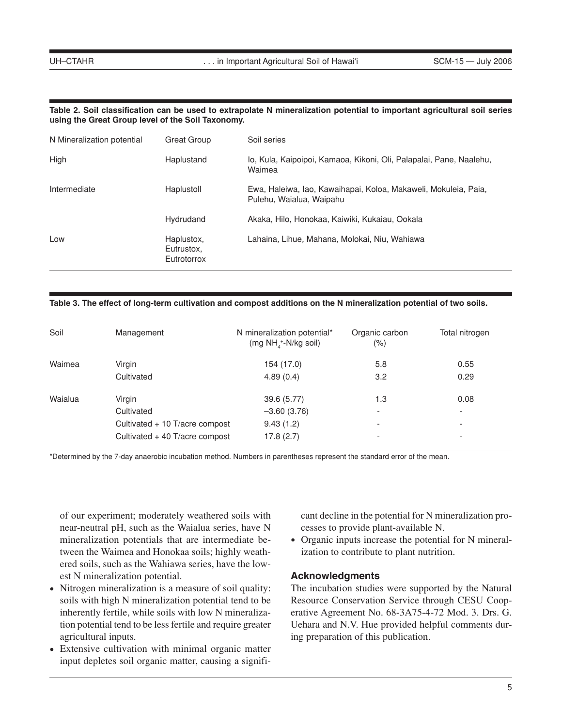**Table 2. Soil classification can be used to extrapolate N mineralization potential to important agricultural soil series using the Great Group level of the Soil Taxonomy.**

| N Mineralization potential | Great Group | Soil series |
|---|---|---|
| High | Haplustand | Io, Kula, Kaipoipoi, Kamaoa, Kikoni, Oli, Palapalai, Pane, Naalehu, Waimea |
| Intermediate | Haplustoll | Ewa, Haleiwa, Iao, Kawaihapai, Koloa, Makaweli, Mokuleia, Paia, Pulehu, Waialua, Waipahu |
| | Hydrudand | Akaka, Hilo, Honokaa, Kaiwiki, Kukaiau, Ookala |
| Low | Haplustox, Eutrustox, Eutrotorrox | Lahaina, Lihue, Mahana, Molokai, Niu, Wahiawa |

**Table 3. The effect of long-term cultivation and compost additions on the N mineralization potential of two soils.**

| Soil | Management | N mineralization potential* (mg $NH_4^+$-N/kg soil) | Organic carbon (%) | Total nitrogen |
|---|---|---|---|---|
| Waimea | Virgin | 154 (17.0) | 5.8 | 0.55 |
| | Cultivated | 4.89 (0.4) | 3.2 | 0.29 |
| Waialua | Virgin | 39.6 (5.77) | 1.3 | 0.08 |
| | Cultivated | –3.60 (3.76) | - | - |
| | Cultivated + 10 T/acre compost | 9.43 (1.2) | - | - |
| | Cultivated + 40 T/acre compost | 17.8 (2.7) | - | - |

*Determined by the 7-day anaerobic incubation method. Numbers in parentheses represent the standard error of the mean.

of our experiment; moderately weathered soils with near-neutral pH, such as the Waialua series, have N mineralization potentials that are intermediate between the Waimea and Honokaa soils; highly weathered soils, such as the Wahiawa series, have the lowest N mineralization potential.

- Nitrogen mineralization is a measure of soil quality: soils with high N mineralization potential tend to be inherently fertile, while soils with low N mineralization potential tend to be less fertile and require greater agricultural inputs.
- Extensive cultivation with minimal organic matter input depletes soil organic matter, causing a significant decline in the potential for N mineralization processes to provide plant-available N.
- Organic inputs increase the potential for N mineralization to contribute to plant nutrition.

## Acknowledgments

The incubation studies were supported by the Natural Resource Conservation Service through CESU Cooperative Agreement No. 68-3A75-4-72 Mod. 3. Drs. G. Uehara and N.V. Hue provided helpful comments during preparation of this publication.